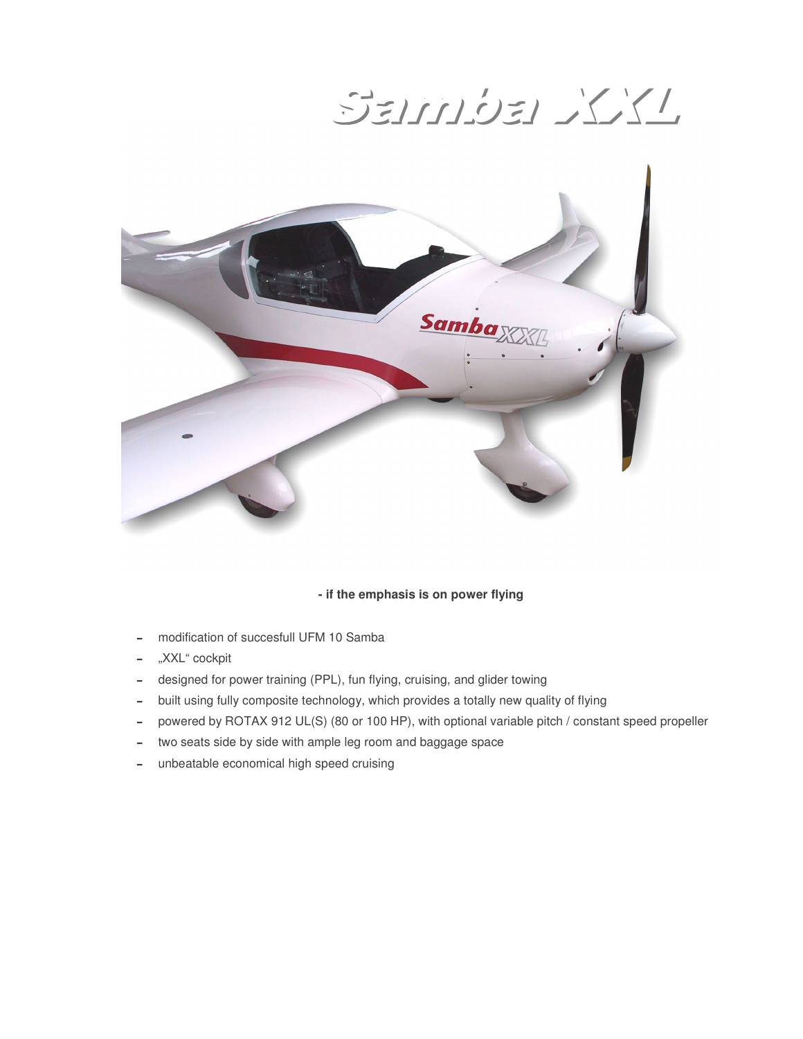# Samba XXL

**- if the emphasis is on power flying**

- modification of succesfull UFM 10 Samba
- „XXL" cockpit
- designed for power training (PPL), fun flying, cruising, and glider towing
- built using fully composite technology, which provides a totally new quality of flying
- powered by ROTAX 912 UL(S) (80 or 100 HP), with optional variable pitch / constant speed propeller
- two seats side by side with ample leg room and baggage space
- unbeatable economical high speed cruising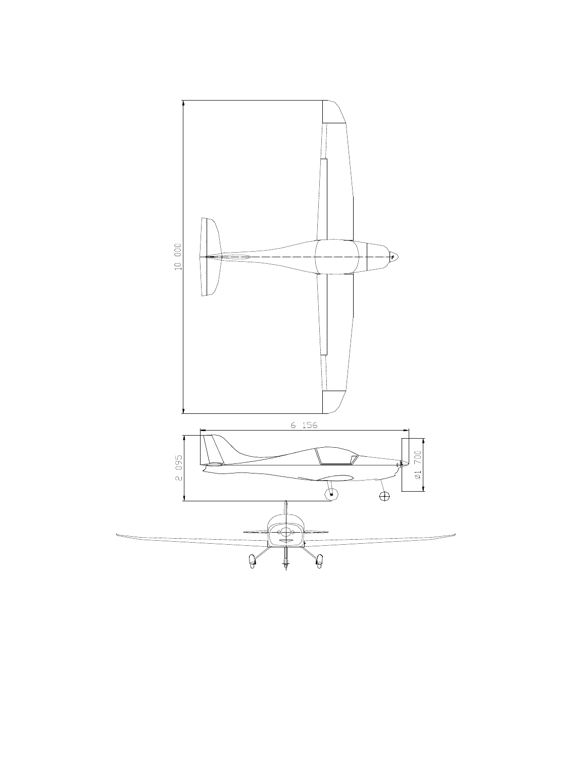10 000

6 156

2 095

Ø1 700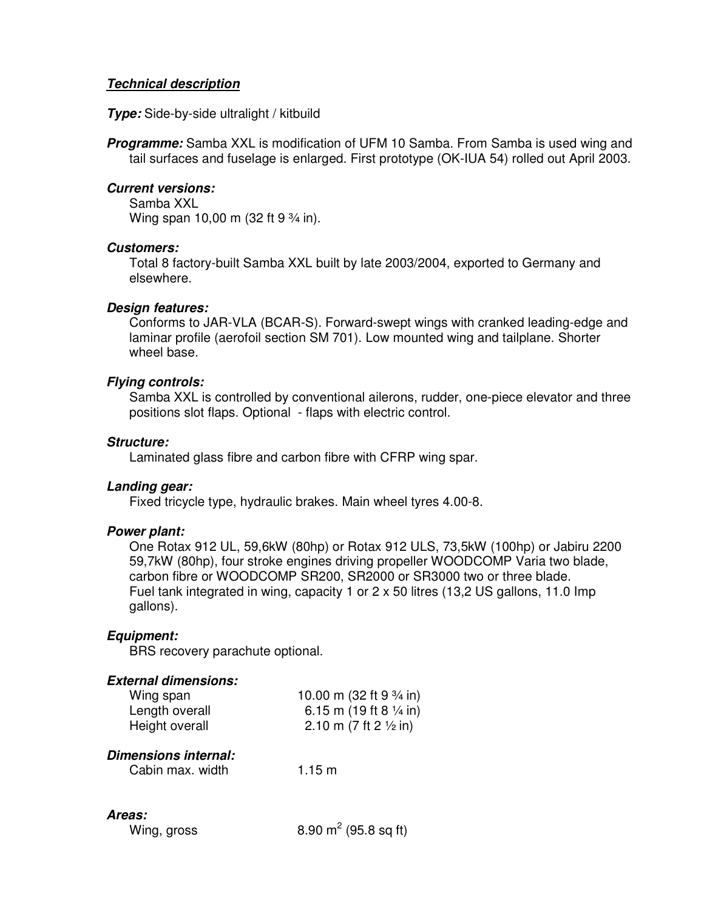***Technical description***

***Type:*** Side-by-side ultralight / kitbuild

***Programme:*** Samba XXL is modification of UFM 10 Samba. From Samba is used wing and tail surfaces and fuselage is enlarged. First prototype (OK-IUA 54) rolled out April 2003.

***Current versions:***

Samba XXL
Wing span 10,00 m (32 ft 9 ¾ in).

***Customers:***

Total 8 factory-built Samba XXL built by late 2003/2004, exported to Germany and elsewhere.

***Design features:***

Conforms to JAR-VLA (BCAR-S). Forward-swept wings with cranked leading-edge and laminar profile (aerofoil section SM 701). Low mounted wing and tailplane. Shorter wheel base.

***Flying controls:***

Samba XXL is controlled by conventional ailerons, rudder, one-piece elevator and three positions slot flaps. Optional - flaps with electric control.

***Structure:***

Laminated glass fibre and carbon fibre with CFRP wing spar.

***Landing gear:***

Fixed tricycle type, hydraulic brakes. Main wheel tyres 4.00-8.

***Power plant:***

One Rotax 912 UL, 59,6kW (80hp) or Rotax 912 ULS, 73,5kW (100hp) or Jabiru 2200 59,7kW (80hp), four stroke engines driving propeller WOODCOMP Varia two blade, carbon fibre or WOODCOMP SR200, SR2000 or SR3000 two or three blade.
Fuel tank integrated in wing, capacity 1 or 2 x 50 litres (13,2 US gallons, 11.0 Imp gallons).

***Equipment:***

BRS recovery parachute optional.

***External dimensions:***

| | |
|---|---|
| Wing span | 10.00 m (32 ft 9 ¾ in) |
| Length overall | 6.15 m (19 ft 8 ¼ in) |
| Height overall | 2.10 m (7 ft 2 ½ in) |

***Dimensions internal:***

| | |
|---|---|
| Cabin max. width | 1.15 m |

***Areas:***

| | |
|---|---|
| Wing, gross | 8.90 $m^2$ (95.8 sq ft) |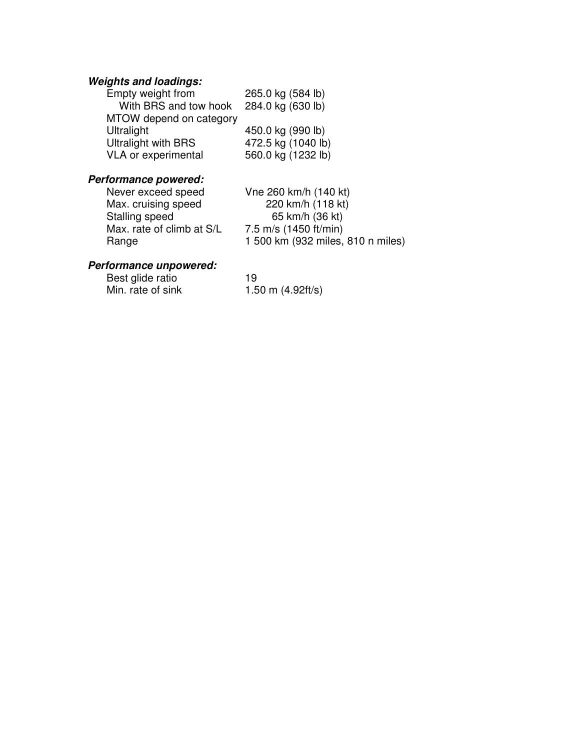***Weights and loadings:***

| | |
|---|---|
| Empty weight from | 265.0 kg (584 lb) |
| With BRS and tow hook | 284.0 kg (630 lb) |
| MTOW depend on category | |
| Ultralight | 450.0 kg (990 lb) |
| Ultralight with BRS | 472.5 kg (1040 lb) |
| VLA or experimental | 560.0 kg (1232 lb) |

***Performance powered:***

| | |
|---|---|
| Never exceed speed | Vne 260 km/h (140 kt) |
| Max. cruising speed | 220 km/h (118 kt) |
| Stalling speed | 65 km/h (36 kt) |
| Max. rate of climb at S/L | 7.5 m/s (1450 ft/min) |
| Range | 1 500 km (932 miles, 810 n miles) |

***Performance unpowered:***

| | |
|---|---|
| Best glide ratio | 19 |
| Min. rate of sink | 1.50 m (4.92ft/s) |